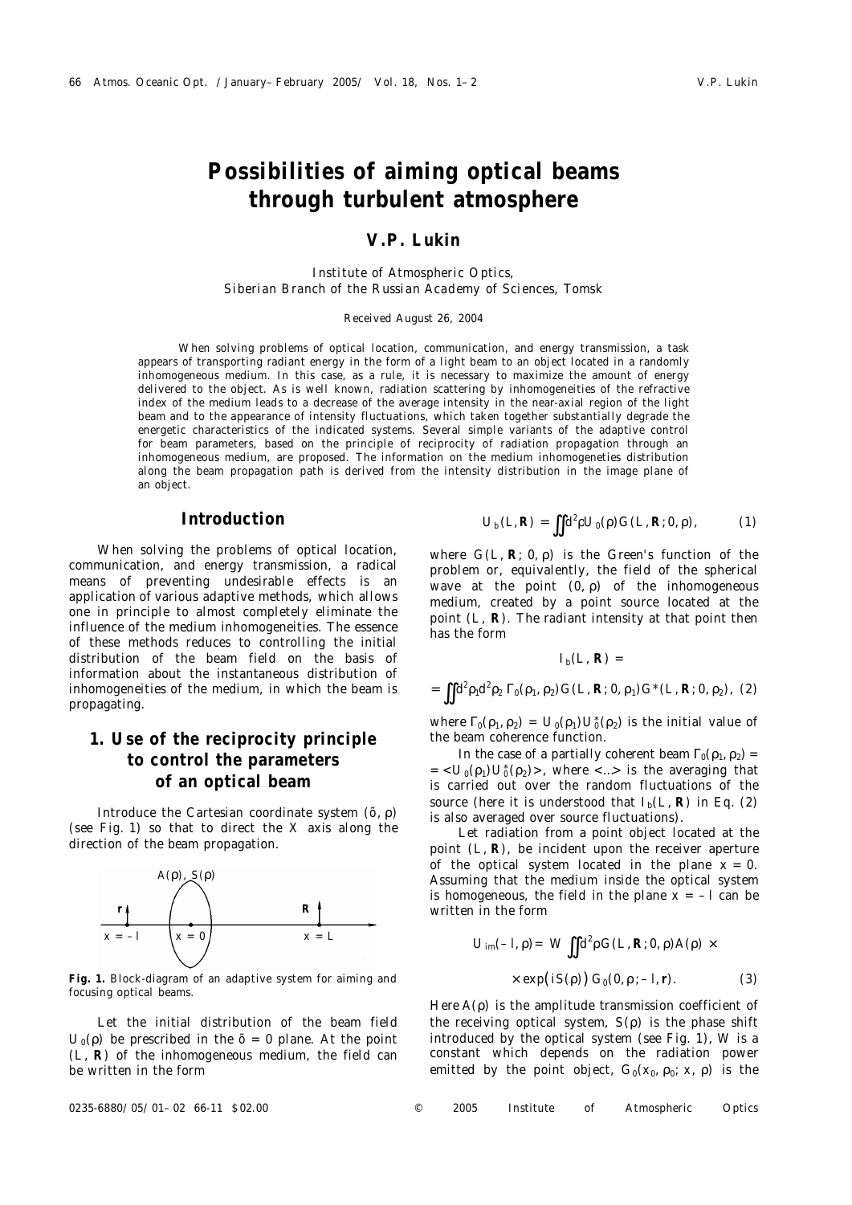# Possibilities of aiming optical beams through turbulent atmosphere

## V.P. Lukin

*Institute of Atmospheric Optics, Siberian Branch of the Russian Academy of Sciences, Tomsk*

*Received August 26, 2004*

When solving problems of optical location, communication, and energy transmission, a task appears of transporting radiant energy in the form of a light beam to an object located in a randomly inhomogeneous medium. In this case, as a rule, it is necessary to maximize the amount of energy delivered to the object. As is well known, radiation scattering by inhomogeneities of the refractive index of the medium leads to a decrease of the average intensity in the near-axial region of the light beam and to the appearance of intensity fluctuations, which taken together substantially degrade the energetic characteristics of the indicated systems. Several simple variants of the adaptive control for beam parameters, based on the principle of reciprocity of radiation propagation through an inhomogeneous medium, are proposed. The information on the medium inhomogeneties distribution along the beam propagation path is derived from the intensity distribution in the image plane of an object.

## Introduction

When solving the problems of optical location, communication, and energy transmission, a radical means of preventing undesirable effects is an application of various adaptive methods, which allows one in principle to almost completely eliminate the influence of the medium inhomogeneities. The essence of these methods reduces to controlling the initial distribution of the beam field on the basis of information about the instantaneous distribution of inhomogeneities of the medium, in which the beam is propagating.

## 1. Use of the reciprocity principle to control the parameters of an optical beam

Introduce the Cartesian coordinate system $(x, \rho)$ (see Fig. 1) so that to direct the $X$ axis along the direction of the beam propagation.

**Fig. 1.** Block-diagram of an adaptive system for aiming and focusing optical beams.

Let the initial distribution of the beam field $U_0(\rho)$ be prescribed in the $x = 0$ plane. At the point $(L, \mathbf{R})$ of the inhomogeneous medium, the field can be written in the form

$$U_b(L, \mathbf{R}) = \iint d^2\rho U_0(\rho) G(L, \mathbf{R}; 0, \rho), \qquad (1)$$

where $G(L, \mathbf{R}; 0, \rho)$ is the Green's function of the problem or, equivalently, the field of the spherical wave at the point $(0, \rho)$ of the inhomogeneous medium, created by a point source located at the point $(L, \mathbf{R})$. The radiant intensity at that point then has the form

$$I_b(L, \mathbf{R}) =$$

$$= \iint d^2\rho_1 d^2\rho_2\, \Gamma_0(\rho_1, \rho_2) G(L, \mathbf{R}; 0, \rho_1) G^*(L, \mathbf{R}; 0, \rho_2), \ (2)$$

where $\Gamma_0(\rho_1, \rho_2) = U_0(\rho_1) U_0^*(\rho_2)$ is the initial value of the beam coherence function.

In the case of a partially coherent beam $\Gamma_0(\rho_1, \rho_2) = \langle U_0(\rho_1) U_0^*(\rho_2) \rangle$, where $\langle ... \rangle$ is the averaging that is carried out over the random fluctuations of the source (here it is understood that $I_b(L, \mathbf{R})$ in Eq. (2) is also averaged over source fluctuations).

Let radiation from a point object located at the point $(L, \mathbf{R})$, be incident upon the receiver aperture of the optical system located in the plane $x = 0$. Assuming that the medium inside the optical system is homogeneous, the field in the plane $x = -l$ can be written in the form

$$U_{im}(-l, \rho) = W \iint d^2\rho G(L, \mathbf{R}; 0, \rho) A(\rho) \times$$

$$\times \exp\big(iS(\rho)\big)\, G_0(0, \rho; -l, \mathbf{r}). \qquad (3)$$

Here $A(\rho)$ is the amplitude transmission coefficient of the receiving optical system, $S(\rho)$ is the phase shift introduced by the optical system (see Fig. 1), $W$ is a constant which depends on the radiation power emitted by the point object, $G_0(x_0, \rho_0; x, \rho)$ is the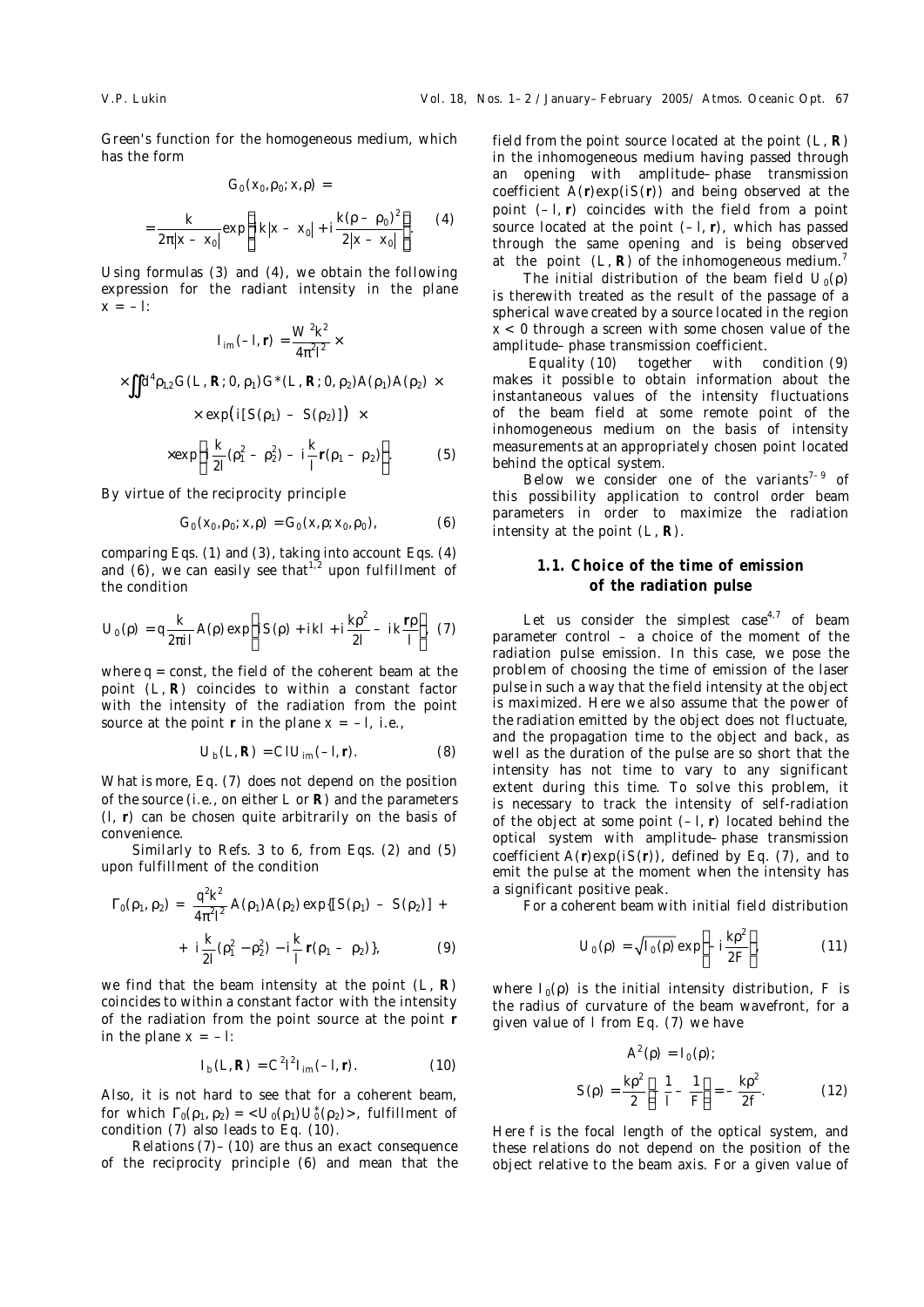Green's function for the homogeneous medium, which has the form

$$G_0(x_0, \rho_0; x, \rho) =$$

$$= \frac{k}{2\pi|x - x_0|} \exp\left\{ik|x - x_0| + i\frac{k(\rho - \rho_0)^2}{2|x - x_0|}\right\}. \quad (4)$$

Using formulas (3) and (4), we obtain the following expression for the radiant intensity in the plane $x = -l$:

$$I_{im}(-l, \mathbf{r}) = \frac{W^2 k^2}{4\pi^2 l^2} \times$$

$$\times \iint d^4\rho_{1,2} G(L, \mathbf{R}; 0, \rho_1) G^*(L, \mathbf{R}; 0, \rho_2) A(\rho_1) A(\rho_2) \times$$

$$\times \exp\left(i[S(\rho_1) - S(\rho_2)]\right) \times$$

$$\times \exp\left\{i\frac{k}{2l}(\rho_1^2 - \rho_2^2) - i\frac{k}{l}\mathbf{r}(\rho_1 - \rho_2)\right\}. \quad (5)$$

By virtue of the reciprocity principle

$$G_0(x_0, \rho_0; x, \rho) = G_0(x, \rho; x_0, \rho_0), \quad (6)$$

comparing Eqs. (1) and (3), taking into account Eqs. (4) and (6), we can easily see that[1,2] upon fulfillment of the condition

$$U_0(\rho) = q\frac{k}{2\pi i l} A(\rho) \exp\left\{iS(\rho) + ikl + i\frac{k\rho^2}{2l} - ik\frac{\mathbf{r}\rho}{l}\right\}, \quad (7)$$

where $q = \text{const}$, the field of the coherent beam at the point $(L, \mathbf{R})$ coincides to within a constant factor with the intensity of the radiation from the point source at the point $\mathbf{r}$ in the plane $x = -l$, i.e.,

$$U_b(L, \mathbf{R}) = ClU_{im}(-l, \mathbf{r}). \quad (8)$$

What is more, Eq. (7) does not depend on the position of the source (i.e., on either $L$ or $\mathbf{R}$) and the parameters $(l, \mathbf{r})$ can be chosen quite arbitrarily on the basis of convenience.

Similarly to Refs. 3 to 6, from Eqs. (2) and (5) upon fulfillment of the condition

$$\Gamma_0(\rho_1, \rho_2) = \frac{q^2 k^2}{4\pi^2 l^2} A(\rho_1) A(\rho_2) \exp\{i[S(\rho_1) - S(\rho_2)] +$$

$$+ i\frac{k}{2l}(\rho_1^2 - \rho_2^2) - i\frac{k}{l}\mathbf{r}(\rho_1 - \rho_2)\}, \quad (9)$$

we find that the beam intensity at the point $(L, \mathbf{R})$ coincides to within a constant factor with the intensity of the radiation from the point source at the point $\mathbf{r}$ in the plane $x = -l$:

$$I_b(L, \mathbf{R}) = C^2 l^2 I_{im}(-l, \mathbf{r}). \quad (10)$$

Also, it is not hard to see that for a coherent beam, for which $\Gamma_0(\rho_1, \rho_2) = \langle U_0(\rho_1) U_0^*(\rho_2) \rangle$, fulfillment of condition (7) also leads to Eq. (10).

Relations (7)–(10) are thus an exact consequence of the reciprocity principle (6) and mean that the field from the point source located at the point $(L, \mathbf{R})$ in the inhomogeneous medium having passed through an opening with amplitude–phase transmission coefficient $A(\mathbf{r})\exp(iS(\mathbf{r}))$ and being observed at the point $(-l, \mathbf{r})$ coincides with the field from a point source located at the point $(-l, \mathbf{r})$, which has passed through the same opening and is being observed at the point $(L, \mathbf{R})$ of the inhomogeneous medium.[7]

The initial distribution of the beam field $U_0(\rho)$ is therewith treated as the result of the passage of a spherical wave created by a source located in the region $x < 0$ through a screen with some chosen value of the amplitude–phase transmission coefficient.

Equality (10) together with condition (9) makes it possible to obtain information about the instantaneous values of the intensity fluctuations of the beam field at some remote point of the inhomogeneous medium on the basis of intensity measurements at an appropriately chosen point located behind the optical system.

Below we consider one of the variants[7–9] of this possibility application to control order beam parameters in order to maximize the radiation intensity at the point $(L, \mathbf{R})$.

### 1.1. Choice of the time of emission of the radiation pulse

Let us consider the simplest case[4,7] of beam parameter control – a choice of the moment of the radiation pulse emission. In this case, we pose the problem of choosing the time of emission of the laser pulse in such a way that the field intensity at the object is maximized. Here we also assume that the power of the radiation emitted by the object does not fluctuate, and the propagation time to the object and back, as well as the duration of the pulse are so short that the intensity has not time to vary to any significant extent during this time. To solve this problem, it is necessary to track the intensity of self-radiation of the object at some point $(-l, \mathbf{r})$ located behind the optical system with amplitude–phase transmission coefficient $A(\mathbf{r})\exp(iS(\mathbf{r}))$, defined by Eq. (7), and to emit the pulse at the moment when the intensity has a significant positive peak.

For a coherent beam with initial field distribution

$$U_0(\rho) = \sqrt{I_0(\rho)} \exp\left\{-i\frac{k\rho^2}{2F}\right\}, \quad (11)$$

where $I_0(\rho)$ is the initial intensity distribution, $F$ is the radius of curvature of the beam wavefront, for a given value of $l$ from Eq. (7) we have

$$A^2(\rho) = I_0(\rho);$$

$$S(\rho) = \frac{k\rho^2}{2}\left(-\frac{1}{l} - \frac{1}{F}\right) = -\frac{k\rho^2}{2f}. \quad (12)$$

Here $f$ is the focal length of the optical system, and these relations do not depend on the position of the object relative to the beam axis. For a given value of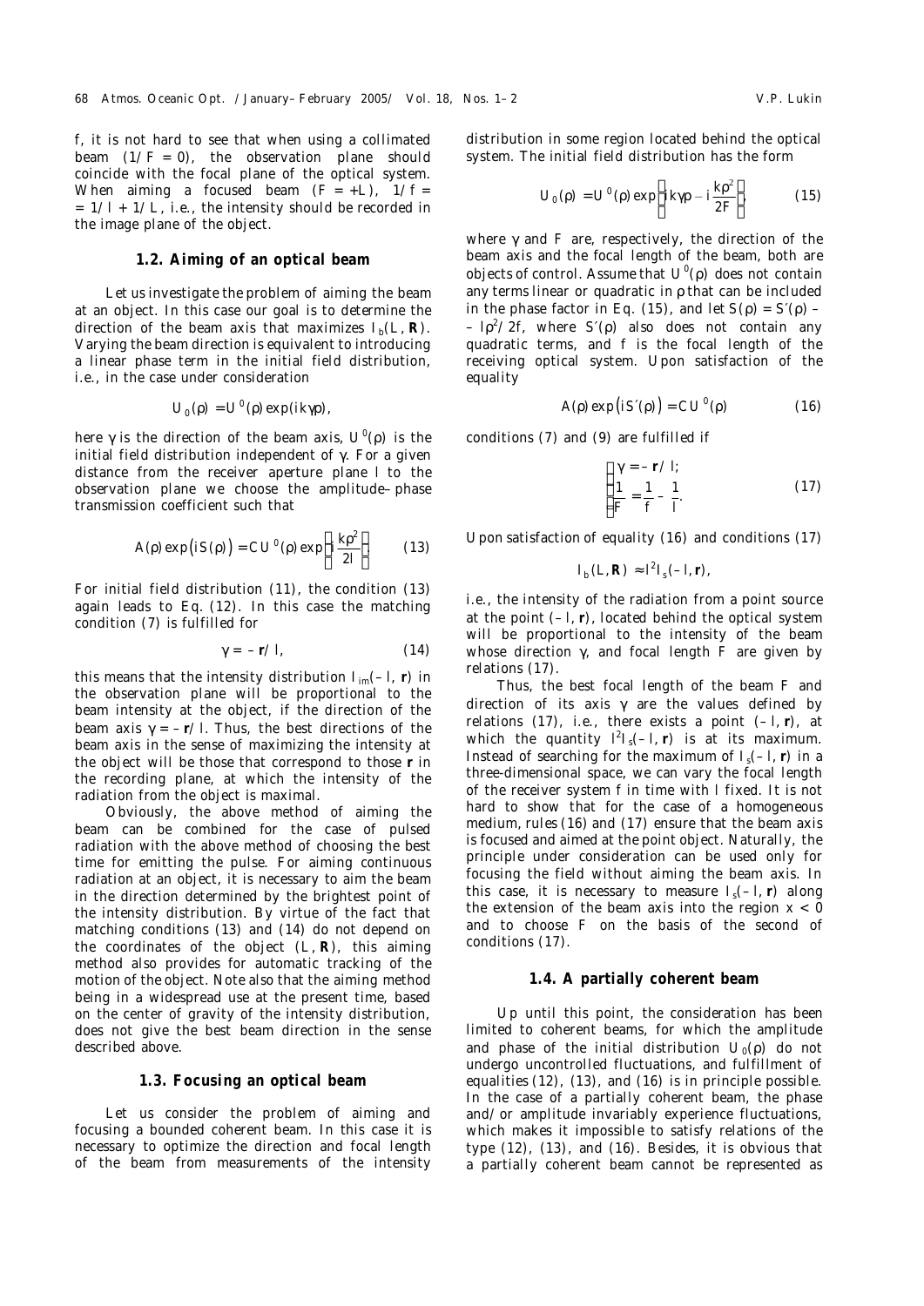$f$, it is not hard to see that when using a collimated beam ($1/F = 0$), the observation plane should coincide with the focal plane of the optical system. When aiming a focused beam ($F = +L$), $1/f = 1/l + 1/L$, i.e., the intensity should be recorded in the image plane of the object.

### 1.2. Aiming of an optical beam

Let us investigate the problem of aiming the beam at an object. In this case our goal is to determine the direction of the beam axis that maximizes $I_b(L, \mathbf{R})$. Varying the beam direction is equivalent to introducing a linear phase term in the initial field distribution, i.e., in the case under consideration

$$U_0(\rho) = U^0(\rho)\exp(ik\gamma\rho),$$

here $\gamma$ is the direction of the beam axis, $U^0(\rho)$ is the initial field distribution independent of $\gamma$. For a given distance from the receiver aperture plane $l$ to the observation plane we choose the amplitude–phase transmission coefficient such that

$$A(\rho)\exp\left(iS(\rho)\right) = CU^0(\rho)\exp\left\{i\frac{k\rho^2}{2l}\right\}. \tag{13}$$

For initial field distribution (11), the condition (13) again leads to Eq. (12). In this case the matching condition (7) is fulfilled for

$$\gamma = -\mathbf{r}/l, \tag{14}$$

this means that the intensity distribution $I_{im}(-l, \mathbf{r})$ in the observation plane will be proportional to the beam intensity at the object, if the direction of the beam axis $\gamma = -\mathbf{r}/l$. Thus, the best directions of the beam axis in the sense of maximizing the intensity at the object will be those that correspond to those $\mathbf{r}$ in the recording plane, at which the intensity of the radiation from the object is maximal.

Obviously, the above method of aiming the beam can be combined for the case of pulsed radiation with the above method of choosing the best time for emitting the pulse. For aiming continuous radiation at an object, it is necessary to aim the beam in the direction determined by the brightest point of the intensity distribution. By virtue of the fact that matching conditions (13) and (14) do not depend on the coordinates of the object $(L, \mathbf{R})$, this aiming method also provides for automatic tracking of the motion of the object. Note also that the aiming method being in a widespread use at the present time, based on the center of gravity of the intensity distribution, does not give the best beam direction in the sense described above.

### 1.3. Focusing an optical beam

Let us consider the problem of aiming and focusing a bounded coherent beam. In this case it is necessary to optimize the direction and focal length of the beam from measurements of the intensity distribution in some region located behind the optical system. The initial field distribution has the form

$$U_0(\rho) = U^0(\rho)\exp\left\{ik\gamma\rho - i\frac{k\rho^2}{2F}\right\}, \tag{15}$$

where $\gamma$ and $F$ are, respectively, the direction of the beam axis and the focal length of the beam, both are objects of control. Assume that $U^0(\rho)$ does not contain any terms linear or quadratic in $\rho$ that can be included in the phase factor in Eq. (15), and let $S(\rho) = S'(\rho) - l\rho^2/2f$, where $S'(\rho)$ also does not contain any quadratic terms, and $f$ is the focal length of the receiving optical system. Upon satisfaction of the equality

$$A(\rho)\exp\left(iS'(\rho)\right) = CU^0(\rho) \tag{16}$$

conditions (7) and (9) are fulfilled if

$$\begin{cases} \gamma = -\mathbf{r}/l; \\ \dfrac{1}{F} = \dfrac{1}{f} - \dfrac{1}{l}. \end{cases} \tag{17}$$

Upon satisfaction of equality (16) and conditions (17)

$$I_b(L, \mathbf{R}) \approx l^2 I_s(-l, \mathbf{r}),$$

i.e., the intensity of the radiation from a point source at the point $(-l, \mathbf{r})$, located behind the optical system will be proportional to the intensity of the beam whose direction $\gamma$, and focal length $F$ are given by relations (17).

Thus, the best focal length of the beam $F$ and direction of its axis $\gamma$ are the values defined by relations (17), i.e., there exists a point $(-l, \mathbf{r})$, at which the quantity $l^2 I_s(-l, \mathbf{r})$ is at its maximum. Instead of searching for the maximum of $I_s(-l, \mathbf{r})$ in a three-dimensional space, we can vary the focal length of the receiver system $f$ in time with $l$ fixed. It is not hard to show that for the case of a homogeneous medium, rules (16) and (17) ensure that the beam axis is focused and aimed at the point object. Naturally, the principle under consideration can be used only for focusing the field without aiming the beam axis. In this case, it is necessary to measure $I_s(-l, \mathbf{r})$ along the extension of the beam axis into the region $x < 0$ and to choose $F$ on the basis of the second of conditions (17).

### 1.4. A partially coherent beam

Up until this point, the consideration has been limited to coherent beams, for which the amplitude and phase of the initial distribution $U_0(\rho)$ do not undergo uncontrolled fluctuations, and fulfillment of equalities (12), (13), and (16) is in principle possible. In the case of a partially coherent beam, the phase and/or amplitude invariably experience fluctuations, which makes it impossible to satisfy relations of the type (12), (13), and (16). Besides, it is obvious that a partially coherent beam cannot be represented as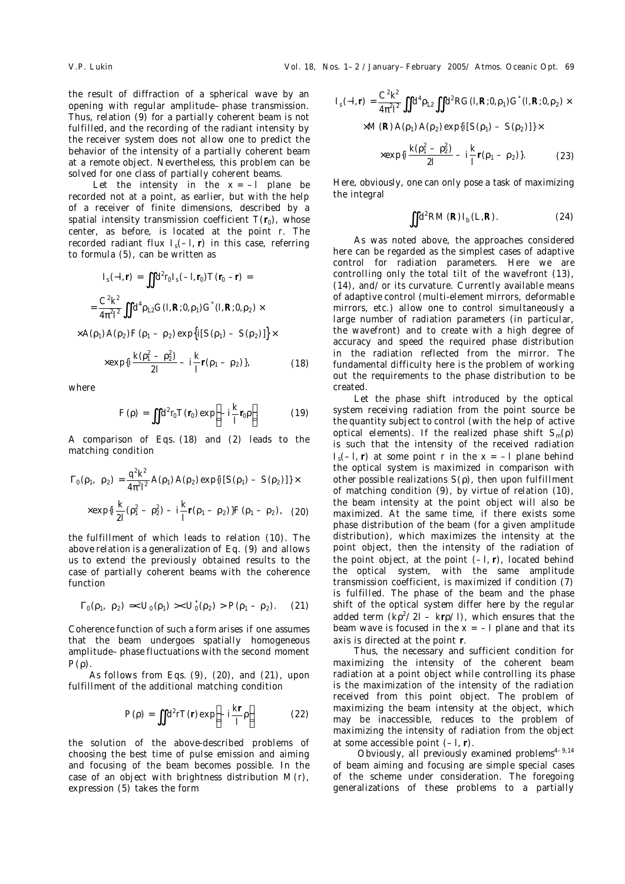the result of diffraction of a spherical wave by an opening with regular amplitude–phase transmission. Thus, relation (9) for a partially coherent beam is not fulfilled, and the recording of the radiant intensity by the receiver system does not allow one to predict the behavior of the intensity of a partially coherent beam at a remote object. Nevertheless, this problem can be solved for one class of partially coherent beams.

Let the intensity in the $x = -l$ plane be recorded not at a point, as earlier, but with the help of a receiver of finite dimensions, described by a spatial intensity transmission coefficient $T(\mathbf{r}_0)$, whose center, as before, is located at the point r. The recorded radiant flux $I_s(-l, \mathbf{r})$ in this case, referring to formula (5), can be written as

$$I_s(-l,\mathbf{r}) = \iint d^2 r_0 I_s(-l,\mathbf{r}_0) T(\mathbf{r}_0 - \mathbf{r}) =$$

$$= \frac{C^2 k^2}{4\pi^2 l^2} \iint d^4 \rho_{1,2} G(l,\mathbf{R};0,\rho_1) G^*(l,\mathbf{R};0,\rho_2) \times$$

$$\times A(\rho_1) A(\rho_2) F(\rho_1 - \rho_2) \exp\{i[S(\rho_1) - S(\rho_2)]\} \times$$

$$\times \exp\{i\frac{k(\rho_1^2 - \rho_2^2)}{2l} - i\frac{k}{l}\mathbf{r}(\rho_1 - \rho_2)\}, \qquad (18)$$

where

$$F(\rho) = \iint d^2 r_0 T(\mathbf{r}_0) \exp\left(-i\frac{k}{l}\mathbf{r}_0\rho\right). \qquad (19)$$

A comparison of Eqs. (18) and (2) leads to the matching condition

$$\Gamma_0(\rho_1, \rho_2) = \frac{q^2 k^2}{4\pi^2 l^2} A(\rho_1) A(\rho_2) \exp\{i[S(\rho_1) - S(\rho_2)]\} \times$$

$$\times \exp\{i\frac{k}{2l}(\rho_1^2 - \rho_2^2) - i\frac{k}{l}\mathbf{r}(\rho_1 - \rho_2)\} F(\rho_1 - \rho_2), \qquad (20)$$

the fulfillment of which leads to relation (10). The above relation is a generalization of Eq. (9) and allows us to extend the previously obtained results to the case of partially coherent beams with the coherence function

$$\Gamma_0(\rho_1, \rho_2) = \langle U_0(\rho_1) \rangle \langle U_0^*(\rho_2) \rangle P(\rho_1 - \rho_2). \qquad (21)$$

Coherence function of such a form arises if one assumes that the beam undergoes spatially homogeneous amplitude–phase fluctuations with the second moment $P(\rho)$.

As follows from Eqs. (9), (20), and (21), upon fulfillment of the additional matching condition

$$P(\rho) = \iint d^2 r T(\mathbf{r}) \exp\left(-i\frac{k\mathbf{r}}{l}\rho\right) \qquad (22)$$

the solution of the above-described problems of choosing the best time of pulse emission and aiming and focusing of the beam becomes possible. In the case of an object with brightness distribution $M(\mathbf{r})$, expression (5) takes the form

$$I_s(-l,\mathbf{r}) = \frac{C^2 k^2}{4\pi^2 l^2} \iint d^4 \rho_{1,2} \iint d^2 R G(l,\mathbf{R};0,\rho_1) G^*(l,\mathbf{R};0,\rho_2) \times$$

$$\times M(\mathbf{R}) A(\rho_1) A(\rho_2) \exp\{i[S(\rho_1) - S(\rho_2)]\} \times$$

$$\times \exp\{i\frac{k(\rho_1^2 - \rho_2^2)}{2l} - i\frac{k}{l}\mathbf{r}(\rho_1 - \rho_2)\}. \qquad (23)$$

Here, obviously, one can only pose a task of maximizing the integral

$$\iint d^2 R M(\mathbf{R}) I_b(L,\mathbf{R}). \qquad (24)$$

As was noted above, the approaches considered here can be regarded as the simplest cases of adaptive control for radiation parameters. Here we are controlling only the total tilt of the wavefront (13), (14), and/or its curvature. Currently available means of adaptive control (multi-element mirrors, deformable mirrors, etc.) allow one to control simultaneously a large number of radiation parameters (in particular, the wavefront) and to create with a high degree of accuracy and speed the required phase distribution in the radiation reflected from the mirror. The fundamental difficulty here is the problem of working out the requirements to the phase distribution to be created.

Let the phase shift introduced by the optical system receiving radiation from the point source be the quantity subject to control (with the help of active optical elements). If the realized phase shift $S_m(\rho)$ is such that the intensity of the received radiation $I_s(-l, \mathbf{r})$ at some point r in the $x = -l$ plane behind the optical system is maximized in comparison with other possible realizations $S(\rho)$, then upon fulfillment of matching condition (9), by virtue of relation (10), the beam intensity at the point object will also be maximized. At the same time, if there exists some phase distribution of the beam (for a given amplitude distribution), which maximizes the intensity at the point object, then the intensity of the radiation of the point object, at the point $(-l, \mathbf{r})$, located behind the optical system, with the same amplitude transmission coefficient, is maximized if condition (7) is fulfilled. The phase of the beam and the phase shift of the optical system differ here by the regular added term $(k\rho^2/2l - k\mathbf{r}\rho/l)$, which ensures that the beam wave is focused in the $x = -l$ plane and that its axis is directed at the point $\mathbf{r}$.

Thus, the necessary and sufficient condition for maximizing the intensity of the coherent beam radiation at a point object while controlling its phase is the maximization of the intensity of the radiation received from this point object. The problem of maximizing the beam intensity at the object, which may be inaccessible, reduces to the problem of maximizing the intensity of radiation from the object at some accessible point $(-l, \mathbf{r})$.

Obviously, all previously examined problems[4–9,14] of beam aiming and focusing are simple special cases of the scheme under consideration. The foregoing generalizations of these problems to a partially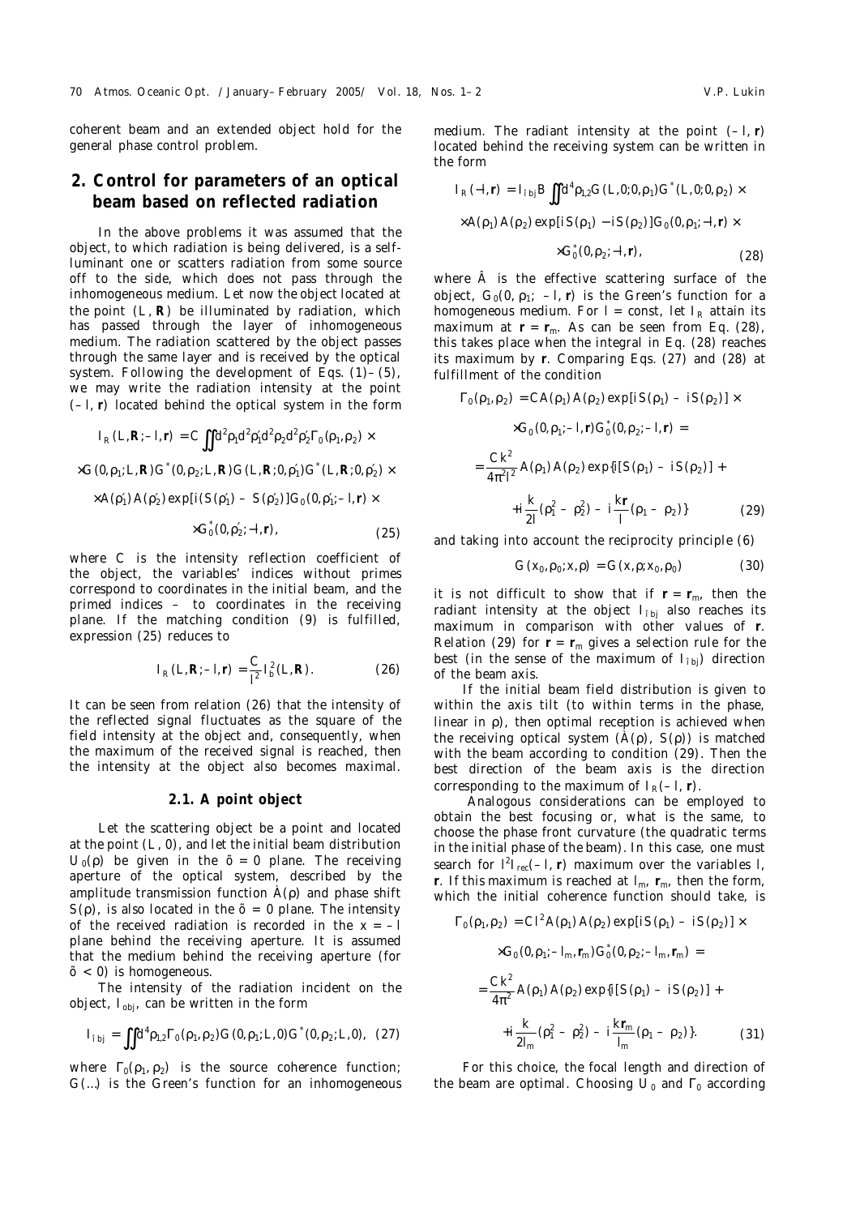coherent beam and an extended object hold for the general phase control problem.

## 2. Control for parameters of an optical beam based on reflected radiation

In the above problems it was assumed that the object, to which radiation is being delivered, is a self-luminant one or scatters radiation from some source off to the side, which does not pass through the inhomogeneous medium. Let now the object located at the point $(L, \mathbf{R})$ be illuminated by radiation, which has passed through the layer of inhomogeneous medium. The radiation scattered by the object passes through the same layer and is received by the optical system. Following the development of Eqs. (1)–(5), we may write the radiation intensity at the point $(-l, \mathbf{r})$ located behind the optical system in the form

$$I_R(L,\mathbf{R};-l,\mathbf{r}) = C\iint d^2\rho_1 d^2\rho_1' d^2\rho_2 d^2\rho_2' \Gamma_0(\rho_1,\rho_2) \times$$
$$\times G(0,\rho_1;L,\mathbf{R})G^*(0,\rho_2;L,\mathbf{R})G(L,\mathbf{R};0,\rho_1')G^*(L,\mathbf{R};0,\rho_2') \times$$
$$\times A(\rho_1')A(\rho_2')\exp[i(S(\rho_1') - S(\rho_2')]G_0(0,\rho_1';-l,\mathbf{r}) \times$$
$$\times G_0^*(0,\rho_2';-l,\mathbf{r}), \qquad (25)$$

where $C$ is the intensity reflection coefficient of the object, the variables' indices without primes correspond to coordinates in the initial beam, and the primed indices – to coordinates in the receiving plane. If the matching condition (9) is fulfilled, expression (25) reduces to

$$I_R(L,\mathbf{R};-l,\mathbf{r}) = \frac{C}{l^2} I_0^2(L,\mathbf{R}). \qquad (26)$$

It can be seen from relation (26) that the intensity of the reflected signal fluctuates as the square of the field intensity at the object and, consequently, when the maximum of the received signal is reached, then the intensity at the object also becomes maximal.

### 2.1. A point object

Let the scattering object be a point and located at the point $(L, 0)$, and let the initial beam distribution $U_0(\rho)$ be given in the $x = 0$ plane. The receiving aperture of the optical system, described by the amplitude transmission function $A(\rho)$ and phase shift $S(\rho)$, is also located in the $x = 0$ plane. The intensity of the received radiation is recorded in the $x = -l$ plane behind the receiving aperture. It is assumed that the medium behind the receiving aperture (for $x < 0$) is homogeneous.

The intensity of the radiation incident on the object, $I_{obj}$, can be written in the form

$$I_{obj} = \iint d^4\rho_{1,2}\Gamma_0(\rho_1,\rho_2)G(0,\rho_1;L,0)G^*(0,\rho_2;L,0), \quad (27)$$

where $\Gamma_0(\rho_1, \rho_2)$ is the source coherence function; $G(\ldots)$ is the Green's function for an inhomogeneous medium. The radiant intensity at the point $(-l, \mathbf{r})$ located behind the receiving system can be written in the form

$$I_R(-l,\mathbf{r}) = I_{obj}B\iint d^4\rho_{1,2}G(L,0;0,\rho_1)G^*(L,0;0,\rho_2) \times$$
$$\times A(\rho_1)A(\rho_2)\exp[iS(\rho_1) - iS(\rho_2)]G_0(0,\rho_1;-l,\mathbf{r}) \times$$
$$\times G_0^*(0,\rho_2;-l,\mathbf{r}), \qquad (28)$$

where $B$ is the effective scattering surface of the object, $G_0(0, \rho_1; -l, \mathbf{r})$ is the Green's function for a homogeneous medium. For $l$ = const, let $I_R$ attain its maximum at $\mathbf{r} = \mathbf{r}_m$. As can be seen from Eq. (28), this takes place when the integral in Eq. (28) reaches its maximum by $\mathbf{r}$. Comparing Eqs. (27) and (28) at fulfillment of the condition

$$\Gamma_0(\rho_1,\rho_2) = CA(\rho_1)A(\rho_2)\exp[iS(\rho_1) - iS(\rho_2)] \times$$
$$\times G_0(0,\rho_1;-l,\mathbf{r})G_0^*(0,\rho_2;-l,\mathbf{r}) =$$
$$= \frac{Ck^2}{4\pi^2 l^2}A(\rho_1)A(\rho_2)\exp\{i[S(\rho_1) - iS(\rho_2)] +$$
$$+ i\frac{k}{2l}(\rho_1^2 - \rho_2^2) - i\frac{k\mathbf{r}}{l}(\rho_1 - \rho_2)\} \qquad (29)$$

and taking into account the reciprocity principle (6)

$$G(x_0,\rho_0;x,\rho) = G(x,\rho;x_0,\rho_0) \qquad (30)$$

it is not difficult to show that if $\mathbf{r} = \mathbf{r}_m$, then the radiant intensity at the object $I_{obj}$ also reaches its maximum in comparison with other values of $\mathbf{r}$. Relation (29) for $\mathbf{r} = \mathbf{r}_m$ gives a selection rule for the best (in the sense of the maximum of $I_{obj}$) direction of the beam axis.

If the initial beam field distribution is given to within the axis tilt (to within terms in the phase, linear in $\rho$), then optimal reception is achieved when the receiving optical system $(A(\rho), S(\rho))$ is matched with the beam according to condition (29). Then the best direction of the beam axis is the direction corresponding to the maximum of $I_R(-l, \mathbf{r})$.

Analogous considerations can be employed to obtain the best focusing or, what is the same, to choose the phase front curvature (the quadratic terms in the initial phase of the beam). In this case, one must search for $l^2 I_{rec}(-l, \mathbf{r})$ maximum over the variables $l$, $\mathbf{r}$. If this maximum is reached at $l_m$, $\mathbf{r}_m$, then the form, which the initial coherence function should take, is

$$\Gamma_0(\rho_1,\rho_2) = Cl^2 A(\rho_1)A(\rho_2)\exp[iS(\rho_1) - iS(\rho_2)] \times$$
$$\times G_0(0,\rho_1;-l_m,\mathbf{r}_m)G_0^*(0,\rho_2;-l_m,\mathbf{r}_m) =$$
$$= \frac{Ck^2}{4\pi^2}A(\rho_1)A(\rho_2)\exp\{i[S(\rho_1) - iS(\rho_2)] +$$
$$+ i\frac{k}{2l_m}(\rho_1^2 - \rho_2^2) - i\frac{k\mathbf{r}_m}{l_m}(\rho_1 - \rho_2)\}. \qquad (31)$$

For this choice, the focal length and direction of the beam are optimal. Choosing $U_0$ and $\Gamma_0$ according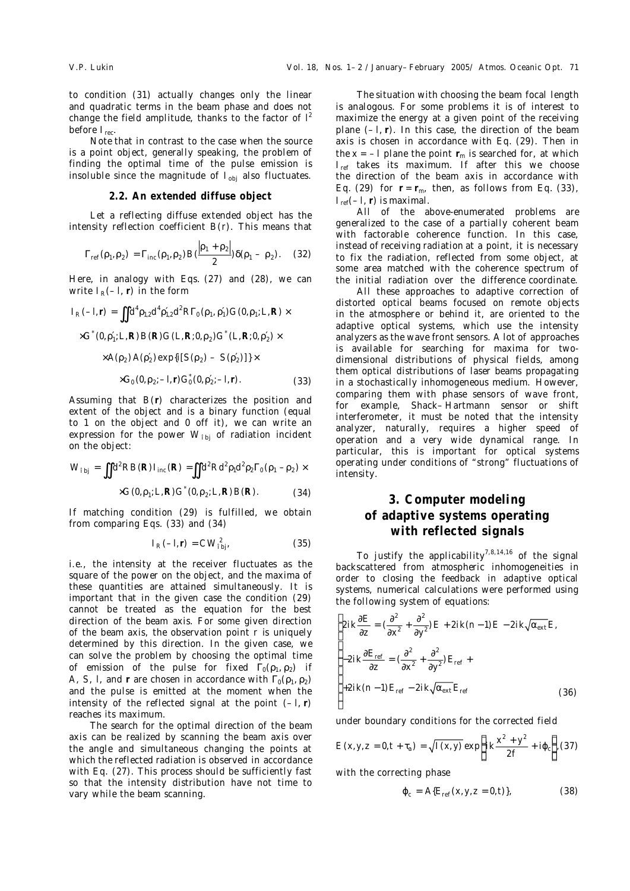to condition (31) actually changes only the linear and quadratic terms in the beam phase and does not change the field amplitude, thanks to the factor of $l^2$ before $I_{rec}$.

Note that in contrast to the case when the source is a point object, generally speaking, the problem of finding the optimal time of the pulse emission is insoluble since the magnitude of $I_{obj}$ also fluctuates.

### 2.2. An extended diffuse object

Let a reflecting diffuse extended object has the intensity reflection coefficient $B(r)$. This means that

$$\Gamma_{ref}(\rho_1,\rho_2) = \Gamma_{inc}(\rho_1,\rho_2)B\left(\frac{|\rho_1+\rho_2|}{2}\right)\delta(\rho_1-\rho_2). \quad (32)$$

Here, in analogy with Eqs. (27) and (28), we can write $I_R(-l, \mathbf{r})$ in the form

$$I_R(-l,\mathbf{r}) = \iint d^4\rho_{1,2}d^4\rho'_{1,2}d^2R\,\Gamma_0(\rho_1,\rho'_1)G(0,\rho_1;L,\mathbf{R})\times$$
$$\times G^*(0,\rho'_1;L,\mathbf{R})B(\mathbf{R})G(L,\mathbf{R};0,\rho_2)G^*(L,\mathbf{R};0,\rho'_2)\times$$
$$\times A(\rho_2)A(\rho'_2)\exp\{i[S(\rho_2)-S(\rho'_2)]\}\times$$
$$\times G_0(0,\rho_2;-l,\mathbf{r})G_0^*(0,\rho'_2;-l,\mathbf{r}). \quad (33)$$

Assuming that $B(\mathbf{r})$ characterizes the position and extent of the object and is a binary function (equal to 1 on the object and 0 off it), we can write an expression for the power $W_{obj}$ of radiation incident on the object:

$$W_{obj} = \iint d^2R\,B(\mathbf{R})I_{inc}(\mathbf{R}) = \iint d^2R\,d^2\rho_1d^2\rho_2\Gamma_0(\rho_1-\rho_2)\times$$
$$\times G(0,\rho_1;L,\mathbf{R})G^*(0,\rho_2;L,\mathbf{R})B(\mathbf{R}). \quad (34)$$

If matching condition (29) is fulfilled, we obtain from comparing Eqs. (33) and (34)

$$I_R(-l,\mathbf{r}) = CW_{obj}^2, \quad (35)$$

i.e., the intensity at the receiver fluctuates as the square of the power on the object, and the maxima of these quantities are attained simultaneously. It is important that in the given case the condition (29) cannot be treated as the equation for the best direction of the beam axis. For some given direction of the beam axis, the observation point r is uniquely determined by this direction. In the given case, we can solve the problem by choosing the optimal time of emission of the pulse for fixed $\Gamma_0(\rho_1, \rho_2)$ if $A$, $S$, $l$, and $\mathbf{r}$ are chosen in accordance with $\Gamma_0(\rho_1, \rho_2)$ and the pulse is emitted at the moment when the intensity of the reflected signal at the point $(-l, \mathbf{r})$ reaches its maximum.

The search for the optimal direction of the beam axis can be realized by scanning the beam axis over the angle and simultaneous changing the points at which the reflected radiation is observed in accordance with Eq. (27). This process should be sufficiently fast so that the intensity distribution have not time to vary while the beam scanning.

The situation with choosing the beam focal length is analogous. For some problems it is of interest to maximize the energy at a given point of the receiving plane $(-l, \mathbf{r})$. In this case, the direction of the beam axis is chosen in accordance with Eq. (29). Then in the $x = -l$ plane the point $\mathbf{r}_m$ is searched for, at which $I_{ref}$ takes its maximum. If after this we choose the direction of the beam axis in accordance with Eq. (29) for $\mathbf{r} = \mathbf{r}_m$, then, as follows from Eq. (33), $I_{ref}(-l, \mathbf{r})$ is maximal.

All of the above-enumerated problems are generalized to the case of a partially coherent beam with factorable coherence function. In this case, instead of receiving radiation at a point, it is necessary to fix the radiation, reflected from some object, at some area matched with the coherence spectrum of the initial radiation over the difference coordinate.

All these approaches to adaptive correction of distorted optical beams focused on remote objects in the atmosphere or behind it, are oriented to the adaptive optical systems, which use the intensity analyzers as the wave front sensors. A lot of approaches is available for searching for maxima for two-dimensional distributions of physical fields, among them optical distributions of laser beams propagating in a stochastically inhomogeneous medium. However, comparing them with phase sensors of wave front, for example, Shack–Hartmann sensor or shift interferometer, it must be noted that the intensity analyzer, naturally, requires a higher speed of operation and a very wide dynamical range. In particular, this is important for optical systems operating under conditions of "strong" fluctuations of intensity.

## 3. Computer modeling of adaptive systems operating with reflected signals

To justify the applicability[7,8,14,16] of the signal backscattered from atmospheric inhomogeneities in order to closing the feedback in adaptive optical systems, numerical calculations were performed using the following system of equations:

$$\begin{cases} 2ik\dfrac{\partial E}{\partial z} = \left(\dfrac{\partial^2}{\partial x^2}+\dfrac{\partial^2}{\partial y^2}\right)E + 2ik(n-1)E - 2ik\sqrt{\alpha_{ext}}E, \\ -2ik\dfrac{\partial E_{ref}}{\partial z} = \left(\dfrac{\partial^2}{\partial x^2}+\dfrac{\partial^2}{\partial y^2}\right)E_{ref} + \\ +2ik(n-1)E_{ref} - 2ik\sqrt{\alpha_{ext}}E_{ref} \end{cases} \quad (36)$$

under boundary conditions for the corrected field

$$E(x,y,z=0,t+\tau_a) = \sqrt{I(x,y)}\exp\left\{ik\frac{x^2+y^2}{2f}+i\varphi_c\right\}, \quad (37)$$

with the correcting phase

$$\varphi_c = A\{E_{ref}(x,y,z=0,t)\}, \quad (38)$$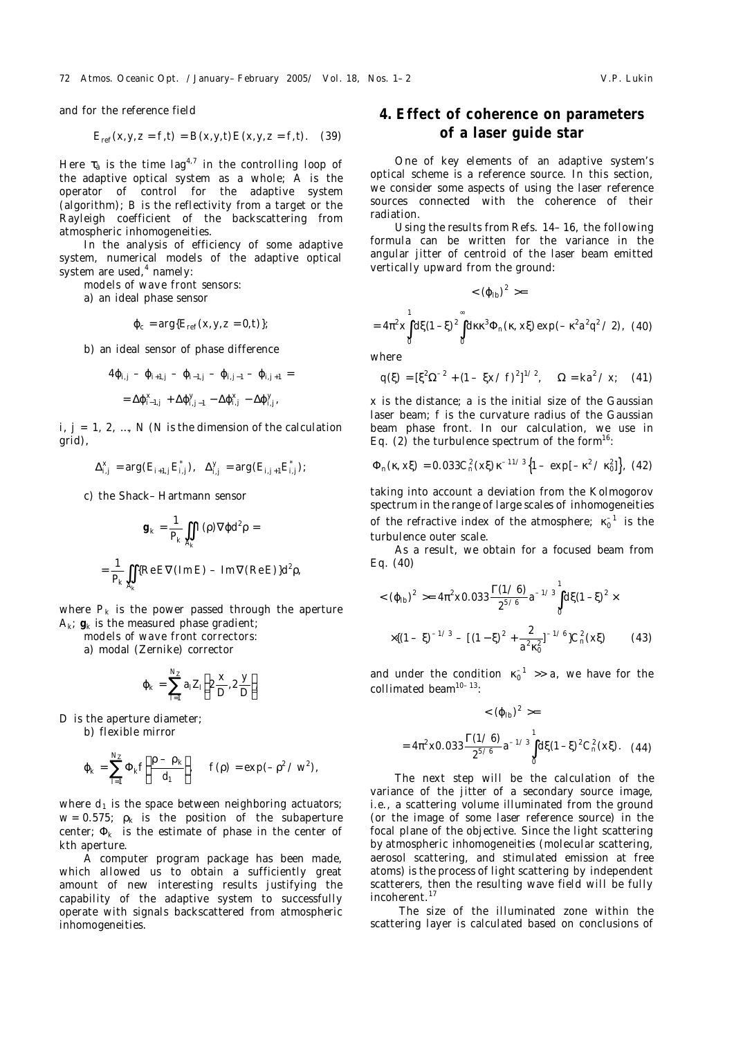and for the reference field

$$E_{ref}(x,y,z=f,t) = B(x,y,t)E(x,y,z=f,t). \quad (39)$$

Here $\tau_a$ is the time lag[4,7] in the controlling loop of the adaptive optical system as a whole; $A$ is the operator of control for the adaptive system (algorithm); $B$ is the reflectivity from a target or the Rayleigh coefficient of the backscattering from atmospheric inhomogeneities.

In the analysis of efficiency of some adaptive system, numerical models of the adaptive optical system are used,[4] namely:

models of wave front sensors:

a) an ideal phase sensor

$$\varphi_c = \arg\{E_{ref}(x,y,z=0,t)\};$$

b) an ideal sensor of phase difference

$$4\varphi_{i,j} - \varphi_{i+1,j} - \varphi_{i-1,j} - \varphi_{i,j-1} - \varphi_{i,j+1} =$$

$$= \Delta\varphi^x_{i-1,j} + \Delta\varphi^y_{i,j-1} - \Delta\varphi^x_{i,j} - \Delta\varphi^y_{i,j},$$

$i, j = 1, 2, \ldots, N$ ($N$ is the dimension of the calculation grid),

$$\Delta^x_{i,j} = \arg(E_{i+1,j}E^*_{i,j}), \quad \Delta^y_{i,j} = \arg(E_{i,j+1}E^*_{i,j});$$

c) the Shack–Hartmann sensor

$$\mathbf{g}_k = \frac{1}{P_k}\iint_{A_k} I(\rho)\nabla\varphi d^2\rho =$$

$$= \frac{1}{P_k}\iint_{A_k}\{\mathrm{Re}E\nabla(\mathrm{Im}E) - \mathrm{Im}\nabla(\mathrm{Re}E)\}d^2\rho,$$

where $P_k$ is the power passed through the aperture $A_k$; $\mathbf{g}_k$ is the measured phase gradient;

models of wave front correctors:

a) modal (Zernike) corrector

$$\varphi_k = \sum_{l=1}^{N_Z} a_l Z_l\left(2\frac{x}{D}, 2\frac{y}{D}\right)$$

$D$ is the aperture diameter;

b) flexible mirror

$$\varphi_k = \sum_{l=1}^{N_Z}\Phi_k f\left(\frac{\rho-\rho_k}{d_1}\right), \quad f(\rho) = \exp(-\rho^2/w^2),$$

where $d_1$ is the space between neighboring actuators; $w = 0.575$; $\rho_k$ is the position of the subaperture center; $\Phi_k$ is the estimate of phase in the center of $k$th aperture.

A computer program package has been made, which allowed us to obtain a sufficiently great amount of new interesting results justifying the capability of the adaptive system to successfully operate with signals backscattered from atmospheric inhomogeneities.

## 4. Effect of coherence on parameters of a laser guide star

One of key elements of an adaptive system's optical scheme is a reference source. In this section, we consider some aspects of using the laser reference sources connected with the coherence of their radiation.

Using the results from Refs. 14–16, the following formula can be written for the variance in the angular jitter of centroid of the laser beam emitted vertically upward from the ground:

$$\langle(\varphi_{lb})^2\rangle =$$

$$= 4\pi^2 x\int_0^1 d\xi(1-\xi)^2\int_0^\infty d\kappa\kappa^3\Phi_n(\kappa, x\xi)\exp(-\kappa^2 a^2 q^2/2), \quad (40)$$

where

$$q(\xi) = [\xi^2\Omega^{-2} + (1-\xi x/f)^2]^{1/2}, \quad \Omega = ka^2/x; \quad (41)$$

$x$ is the distance; $a$ is the initial size of the Gaussian laser beam; $f$ is the curvature radius of the Gaussian beam phase front. In our calculation, we use in Eq. (2) the turbulence spectrum of the form[16]:

$$\Phi_n(\kappa, x\xi) = 0.033C_n^2(x\xi)\kappa^{-11/3}\{1-\exp[-\kappa^2/\kappa_0^2]\}, \quad (42)$$

taking into account a deviation from the Kolmogorov spectrum in the range of large scales of inhomogeneities of the refractive index of the atmosphere; $\kappa_0^{-1}$ is the turbulence outer scale.

As a result, we obtain for a focused beam from Eq. (40)

$$\langle(\varphi_{lb})^2\rangle = 4\pi^2 x\, 0.033\frac{\Gamma(1/6)}{2^{5/6}}a^{-1/3}\int_0^1 d\xi(1-\xi)^2 \times$$

$$\times\{(1-\xi)^{-1/3} - [(1-\xi)^2 + \frac{2}{a^2\kappa_0^2}]^{-1/6}\}C_n^2(x\xi) \quad (43)$$

and under the condition $\kappa_0^{-1} \gg a$, we have for the collimated beam[10–13]:

$$\langle(\varphi_{lb})^2\rangle =$$

$$= 4\pi^2 x\, 0.033\frac{\Gamma(1/6)}{2^{5/6}}a^{-1/3}\int_0^1 d\xi(1-\xi)^2 C_n^2(x\xi). \quad (44)$$

The next step will be the calculation of the variance of the jitter of a secondary source image, i.e., a scattering volume illuminated from the ground (or the image of some laser reference source) in the focal plane of the objective. Since the light scattering by atmospheric inhomogeneities (molecular scattering, aerosol scattering, and stimulated emission at free atoms) is the process of light scattering by independent scatterers, then the resulting wave field will be fully incoherent.[17]

The size of the illuminated zone within the scattering layer is calculated based on conclusions of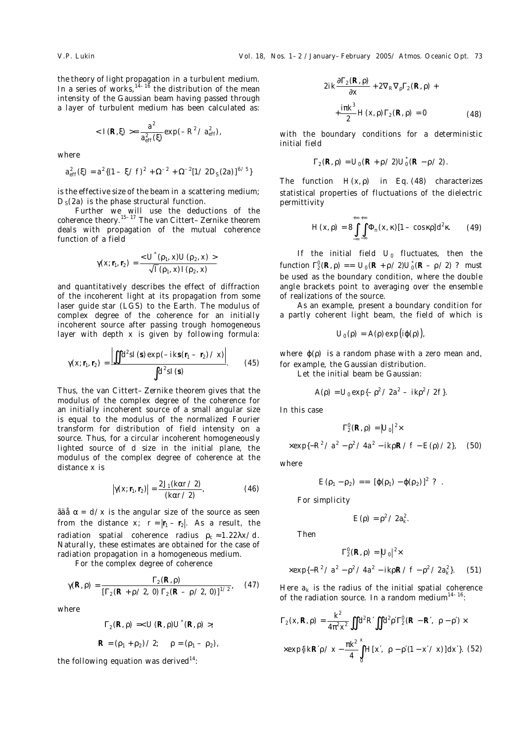the theory of light propagation in a turbulent medium. In a series of works,[14–16] the distribution of the mean intensity of the Gaussian beam having passed through a layer of turbulent medium has been calculated as:

$$< I(\mathbf{R},\xi) > = \frac{a^2}{a_{\text{eff}}^2(\xi)} \exp(-R^2/a_{\text{eff}}^2),$$

where

$$a_{\text{eff}}^2(\xi) = a^2\{(1-\xi/f)^2 + \Omega^{-2} + \Omega^{-2}[1/2D_S(2a)]^{6/5}\}$$

is the effective size of the beam in a scattering medium; $D_S(2a)$ is the phase structural function.

Further we will use the deductions of the coherence theory.[15–17] The van Cittert–Zernike theorem deals with propagation of the mutual coherence function of a field

$$\gamma(x; \mathbf{r}_1, \mathbf{r}_2) = \frac{< U^*(\rho_1, x) U(\rho_2, x) >}{\sqrt{I(\rho_1, x) I(\rho_2, x)}}$$

and quantitatively describes the effect of diffraction of the incoherent light at its propagation from some laser guide star (LGS) to the Earth. The modulus of complex degree of the coherence for an initially incoherent source after passing trough homogeneous layer with depth $x$ is given by following formula:

$$\gamma(x; \mathbf{r}_1, \mathbf{r}_2) = \frac{\left| \iint d^2 s I(\mathbf{s}) \exp(-ik\mathbf{s}(\mathbf{r}_1 - \mathbf{r}_2)/x) \right|}{\int d^2 s I(\mathbf{s})}. \quad (45)$$

Thus, the van Cittert–Zernike theorem gives that the modulus of the complex degree of the coherence for an initially incoherent source of a small angular size is equal to the modulus of the normalized Fourier transform for distribution of field intensity on a source. Thus, for a circular incoherent homogeneously lighted source of $d$ size in the initial plane, the modulus of the complex degree of coherence at the distance $x$ is

$$|\gamma(x; \mathbf{r}_1, \mathbf{r}_2)| = \frac{2J_1(k\alpha r/2)}{(k\alpha r/2)}, \quad (46)$$

ãäå $\alpha = d/x$ is the angular size of the source as seen from the distance $x$; $r = |\mathbf{r}_1 - \mathbf{r}_2|$. As a result, the radiation spatial coherence radius $\rho_c \approx 1.22\lambda x/d$. Naturally, these estimates are obtained for the case of radiation propagation in a homogeneous medium.

For the complex degree of coherence

$$\gamma(\mathbf{R}, \rho) = \frac{\Gamma_2(\mathbf{R}, \rho)}{[\Gamma_2(\mathbf{R} + \rho/2, 0)\, \Gamma_2(\mathbf{R} - \rho/2, 0)]^{1/2}}, \quad (47)$$

where

$$\Gamma_2(\mathbf{R}, \rho) = < U(\mathbf{R}, \rho) U^*(\mathbf{R}, \rho) >;$$

$$\mathbf{R} = (\rho_1 + \rho_2)/2; \quad \rho = (\rho_1 - \rho_2),$$

the following equation was derived[14]:

$$2ik \frac{\partial \Gamma_2(\mathbf{R}, \rho)}{\partial x} + 2\nabla_R \nabla_\rho \Gamma_2(\mathbf{R}, \rho) + \frac{i\pi k^3}{2} H(x, \rho) \Gamma_2(\mathbf{R}, \rho) = 0 \quad (48)$$

with the boundary conditions for a deterministic initial field

$$\Gamma_2(\mathbf{R}, \rho) = U_0(\mathbf{R} + \rho/2) U_0^*(\mathbf{R} - \rho/2).$$

The function $H(x, \rho)$ in Eq. (48) characterizes statistical properties of fluctuations of the dielectric permittivity

$$H(x, \rho) = 8 \int_{-\infty}^{+\infty}\int_{-\infty}^{+\infty} \Phi_n(x, \kappa)[1 - \cos\kappa\rho] d^2\kappa. \quad (49)$$

If the initial field $U_0$ fluctuates, then the function $\Gamma_2^0(\mathbf{R}, \rho) == U_0(\mathbf{R} + \rho/2) U_0^*(\mathbf{R} - \rho/2)$ ? must be used as the boundary condition, where the double angle brackets point to averaging over the ensemble of realizations of the source.

As an example, present a boundary condition for a partly coherent light beam, the field of which is

$$U_0(\rho) = A(\rho) \exp(i\varphi(\rho)),$$

where $\varphi(\rho)$ is a random phase with a zero mean and, for example, the Gaussian distribution.

Let the initial beam be Gaussian:

$$A(\rho) = U_0 \exp\{-\rho^2/2a^2 - ik\rho^2/2f\}.$$

In this case

$$\Gamma_2^0(\mathbf{R}, \rho) = |U_0|^2 \times$$

$$\times \exp\{-R^2/a^2 - \rho^2/4a^2 - ik\rho\mathbf{R}/f - E(\rho)/2\}, \quad (50)$$

where

$$E(\rho_1 - \rho_2) == [\varphi(\rho_1) - \varphi(\rho_2)]^2 \ ? \ .$$

For simplicity

$$E(\rho) = \rho^2/2a_k^2.$$

Then

$$\Gamma_2^0(\mathbf{R}, \rho) = |U_0|^2 \times$$

$$\times \exp\{-R^2/a^2 - \rho^2/4a^2 - ik\rho\mathbf{R}/f - \rho^2/2a_k^2\}. \quad (51)$$

Here $a_k$ is the radius of the initial spatial coherence of the radiation source. In a random medium[14–16]:

$$\Gamma_2(x, \mathbf{R}, \rho) = \frac{k^2}{4\pi^2 x^2} \iint d^2R' \iint d^2\rho' \Gamma_2^0(\mathbf{R} - \mathbf{R}', \rho - \rho') \times$$

$$\times \exp\{ik\mathbf{R}'\rho/x - \frac{\pi k^2}{4} \int_0^x H[x', \rho - \rho'(1 - x'/x)]dx'\}. \quad (52)$$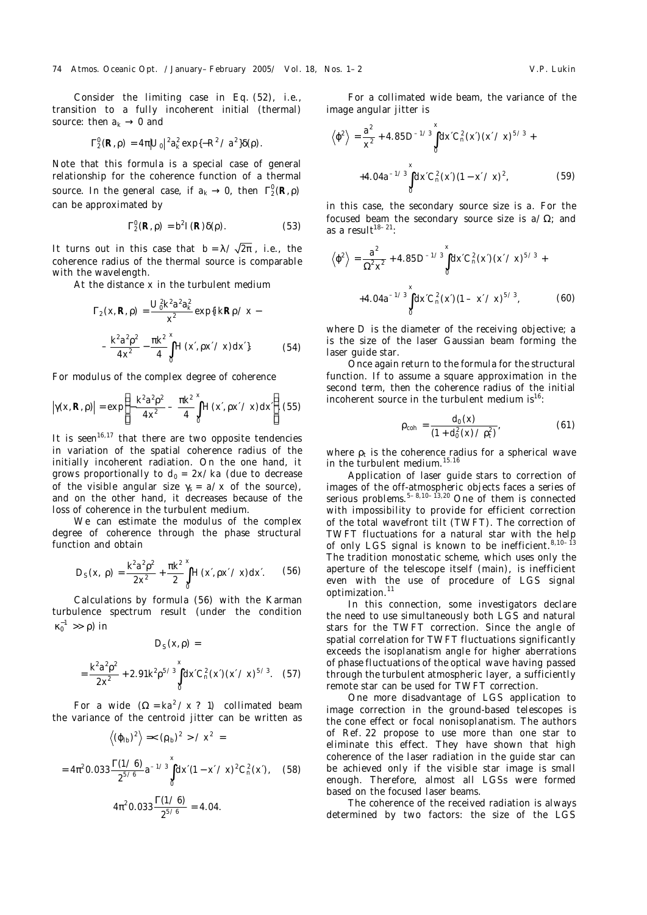Consider the limiting case in Eq. (52), i.e., transition to a fully incoherent initial (thermal) source: then $a_k \to 0$ and

$$\Gamma_2^0(\mathbf{R}, \rho) = 4\pi |U_0|^2 a_k^2 \exp\{-R^2/a^2\}\delta(\rho).$$

Note that this formula is a special case of general relationship for the coherence function of a thermal source. In the general case, if $a_k \to 0$, then $\Gamma_2^0(\mathbf{R}, \rho)$ can be approximated by

$$\Gamma_2^0(\mathbf{R}, \rho) = b^2 I(\mathbf{R})\delta(\rho). \quad (53)$$

It turns out in this case that $b = \lambda/\sqrt{2\pi}$, i.e., the coherence radius of the thermal source is comparable with the wavelength.

At the distance $x$ in the turbulent medium

$$\Gamma_2(x, \mathbf{R}, \rho) = \frac{U_0^2 k^2 a^2 a_k^2}{x^2} \exp\{ik\mathbf{R}\rho/x - \frac{k^2a^2\rho^2}{4x^2} - \frac{\pi k^2}{4}\int_0^x H(x', \rho x'/x)dx'\}. \quad (54)$$

For modulus of the complex degree of coherence

$$|\gamma(x, \mathbf{R}, \rho)| = \exp\left\{-\frac{k^2a^2\rho^2}{4x^2} - \frac{\pi k^2}{4}\int_0^x H(x', \rho x'/x)dx'\right\}. \quad (55)$$

It is seen[16,17] that there are two opposite tendencies in variation of the spatial coherence radius of the initially incoherent radiation. On the one hand, it grows proportionally to $d_0 = 2x/ka$ (due to decrease of the visible angular size $\gamma_s = a/x$ of the source), and on the other hand, it decreases because of the loss of coherence in the turbulent medium.

We can estimate the modulus of the complex degree of coherence through the phase structural function and obtain

$$D_S(x, \rho) = \frac{k^2a^2\rho^2}{2x^2} + \frac{\pi k^2}{2}\int_0^x H(x', \rho x'/x)dx'. \quad (56)$$

Calculations by formula (56) with the Karman turbulence spectrum result (under the condition $\kappa_0^{-1} \gg \rho$) in

$$D_S(x, \rho) = \frac{k^2a^2\rho^2}{2x^2} + 2.91k^2\rho^{5/3}\int_0^x dx' C_n^2(x')(x'/x)^{5/3}. \quad (57)$$

For a wide ($\Omega = ka^2/x$ ? 1) collimated beam the variance of the centroid jitter can be written as

$$\langle(\varphi_{\text{lb}})^2\rangle = <(\rho_{\text{b}})^2>/x^2 = 4\pi^2 0.033\frac{\Gamma(1/6)}{2^{5/6}}a^{-1/3}\int_0^x dx'(1 - x'/x)^2 C_n^2(x'), \quad (58)$$

$$4\pi^2 0.033\frac{\Gamma(1/6)}{2^{5/6}} = 4.04.$$

For a collimated wide beam, the variance of the image angular jitter is

$$\langle\varphi^2\rangle = \frac{a^2}{x^2} + 4.85D^{-1/3}\int_0^x dx' C_n^2(x')(x'/x)^{5/3} + 4.04a^{-1/3}\int_0^x dx' C_n^2(x')(1 - x'/x)^2, \quad (59)$$

in this case, the secondary source size is $a$. For the focused beam the secondary source size is $a/\Omega$; and as a result[18–21]:

$$\langle\varphi^2\rangle = \frac{a^2}{\Omega^2 x^2} + 4.85D^{-1/3}\int_0^x dx' C_n^2(x')(x'/x)^{5/3} + 4.04a^{-1/3}\int_0^x dx' C_n^2(x')(1 - x'/x)^{5/3}, \quad (60)$$

where $D$ is the diameter of the receiving objective; $a$ is the size of the laser Gaussian beam forming the laser guide star.

Once again return to the formula for the structural function. If to assume a square approximation in the second term, then the coherence radius of the initial incoherent source in the turbulent medium is[16]:

$$\rho_{\text{coh}} = \frac{d_0(x)}{(1 + d_0^2(x)/\rho_t^2)}, \quad (61)$$

where $\rho_t$ is the coherence radius for a spherical wave in the turbulent medium.[15,16]

Application of laser guide stars to correction of images of the off-atmospheric objects faces a series of serious problems.[5–8,10–13,20] One of them is connected with impossibility to provide for efficient correction of the total wavefront tilt (TWFT). The correction of TWFT fluctuations for a natural star with the help of only LGS signal is known to be inefficient.[8,10–13] The tradition monostatic scheme, which uses only the aperture of the telescope itself (main), is inefficient even with the use of procedure of LGS signal optimization.[11]

In this connection, some investigators declare the need to use simultaneously both LGS and natural stars for the TWFT correction. Since the angle of spatial correlation for TWFT fluctuations significantly exceeds the isoplanatism angle for higher aberrations of phase fluctuations of the optical wave having passed through the turbulent atmospheric layer, a sufficiently remote star can be used for TWFT correction.

One more disadvantage of LGS application to image correction in the ground-based telescopes is the cone effect or focal nonisoplanatism. The authors of Ref. 22 propose to use more than one star to eliminate this effect. They have shown that high coherence of the laser radiation in the guide star can be achieved only if the visible star image is small enough. Therefore, almost all LGSs were formed based on the focused laser beams.

The coherence of the received radiation is always determined by two factors: the size of the LGS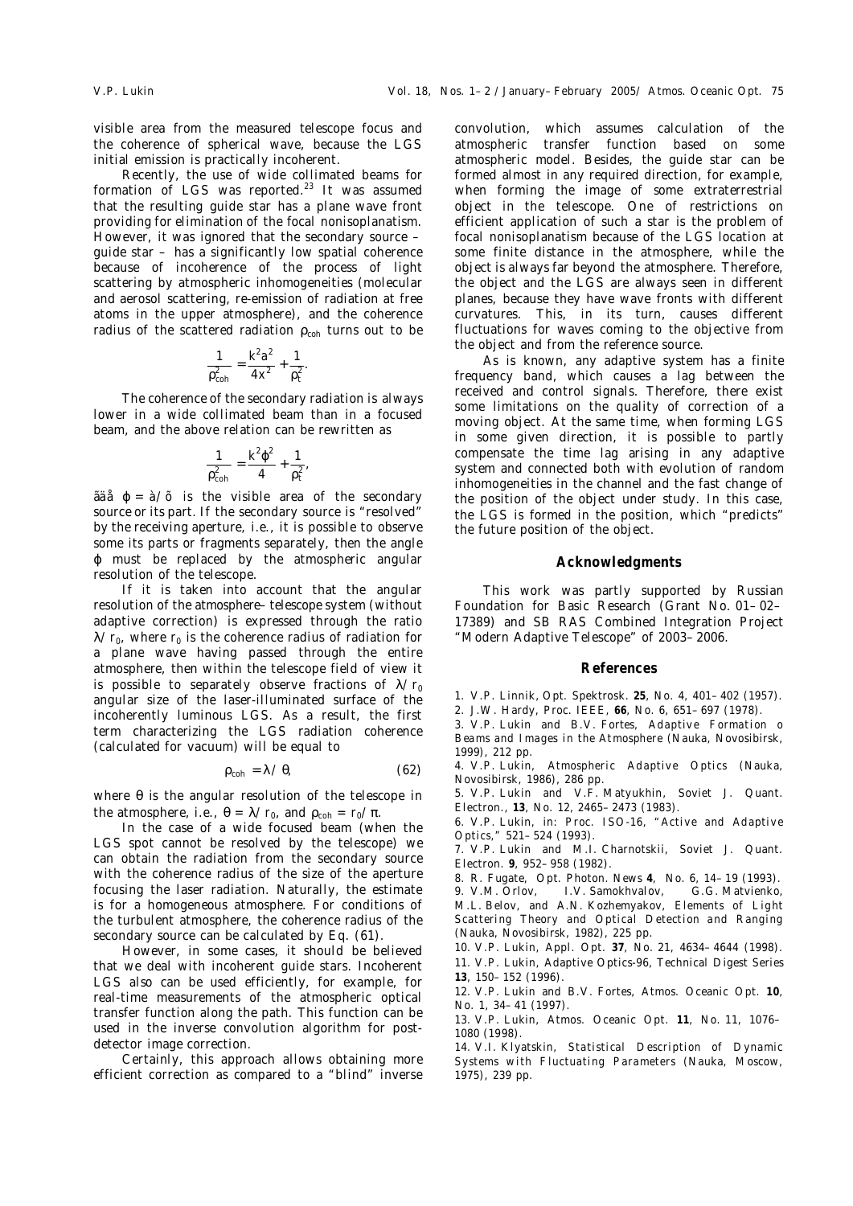visible area from the measured telescope focus and the coherence of spherical wave, because the LGS initial emission is practically incoherent.

Recently, the use of wide collimated beams for formation of LGS was reported.[23] It was assumed that the resulting guide star has a plane wave front providing for elimination of the focal nonisoplanatism. However, it was ignored that the secondary source – guide star – has a significantly low spatial coherence because of incoherence of the process of light scattering by atmospheric inhomogeneities (molecular and aerosol scattering, re-emission of radiation at free atoms in the upper atmosphere), and the coherence radius of the scattered radiation $\rho_{coh}$ turns out to be

$$\frac{1}{\rho_{coh}^2} = \frac{k^2 a^2}{4x^2} + \frac{1}{\rho_t^2}.$$

The coherence of the secondary radiation is always lower in a wide collimated beam than in a focused beam, and the above relation can be rewritten as

$$\frac{1}{\rho_{coh}^2} = \frac{k^2 \varphi^2}{4} + \frac{1}{\rho_t^2},$$

ãäå $\varphi = à/õ$ is the visible area of the secondary source or its part. If the secondary source is "resolved" by the receiving aperture, i.e., it is possible to observe some its parts or fragments separately, then the angle $\varphi$ must be replaced by the atmospheric angular resolution of the telescope.

If it is taken into account that the angular resolution of the atmosphere–telescope system (without adaptive correction) is expressed through the ratio $\lambda/r_0$, where $r_0$ is the coherence radius of radiation for a plane wave having passed through the entire atmosphere, then within the telescope field of view it is possible to separately observe fractions of $\lambda/r_0$ angular size of the laser-illuminated surface of the incoherently luminous LGS. As a result, the first term characterizing the LGS radiation coherence (calculated for vacuum) will be equal to

$$\rho_{coh} = \lambda/\pi\theta, \qquad (62)$$

where $\theta$ is the angular resolution of the telescope in the atmosphere, i.e., $\theta = \lambda/r_0$, and $\rho_{coh} = r_0/\pi$.

In the case of a wide focused beam (when the LGS spot cannot be resolved by the telescope) we can obtain the radiation from the secondary source with the coherence radius of the size of the aperture focusing the laser radiation. Naturally, the estimate is for a homogeneous atmosphere. For conditions of the turbulent atmosphere, the coherence radius of the secondary source can be calculated by Eq. (61).

However, in some cases, it should be believed that we deal with incoherent guide stars. Incoherent LGS also can be used efficiently, for example, for real-time measurements of the atmospheric optical transfer function along the path. This function can be used in the inverse convolution algorithm for post-detector image correction.

Certainly, this approach allows obtaining more efficient correction as compared to a "blind" inverse convolution, which assumes calculation of the atmospheric transfer function based on some atmospheric model. Besides, the guide star can be formed almost in any required direction, for example, when forming the image of some extraterrestrial object in the telescope. One of restrictions on efficient application of such a star is the problem of focal nonisoplanatism because of the LGS location at some finite distance in the atmosphere, while the object is always far beyond the atmosphere. Therefore, the object and the LGS are always seen in different planes, because they have wave fronts with different curvatures. This, in its turn, causes different fluctuations for waves coming to the objective from the object and from the reference source.

As is known, any adaptive system has a finite frequency band, which causes a lag between the received and control signals. Therefore, there exist some limitations on the quality of correction of a moving object. At the same time, when forming LGS in some given direction, it is possible to partly compensate the time lag arising in any adaptive system and connected both with evolution of random inhomogeneities in the channel and the fast change of the position of the object under study. In this case, the LGS is formed in the position, which "predicts" the future position of the object.

## Acknowledgments

This work was partly supported by Russian Foundation for Basic Research (Grant No. 01–02–17389) and SB RAS Combined Integration Project "Modern Adaptive Telescope" of 2003–2006.

## References

1. V.P. Linnik, Opt. Spektrosk. **25**, No. 4, 401–402 (1957).
2. J.W. Hardy, Proc. IEEE, **66**, No. 6, 651–697 (1978).
3. V.P. Lukin and B.V. Fortes, *Adaptive Formation o Beams and Images in the Atmosphere* (Nauka, Novosibirsk, 1999), 212 pp.
4. V.P. Lukin, *Atmospheric Adaptive Optics* (Nauka, Novosibirsk, 1986), 286 pp.
5. V.P. Lukin and V.F. Matyukhin, Soviet J. Quant. Electron., **13**, No. 12, 2465–2473 (1983).
6. V.P. Lukin, in: *Proc. ISO-16, "Active and Adaptive Optics,"* 521–524 (1993).
7. V.P. Lukin and M.I. Charnotskii, Soviet J. Quant. Electron. **9**, 952–958 (1982).
8. R. Fugate, Opt. Photon. News **4**, No. 6, 14–19 (1993).
9. V.M. Orlov, I.V. Samokhvalov, G.G. Matvienko, M.L. Belov, and A.N. Kozhemyakov, *Elements of Light Scattering Theory and Optical Detection and Ranging* (Nauka, Novosibirsk, 1982), 225 pp.
10. V.P. Lukin, Appl. Opt. **37**, No. 21, 4634–4644 (1998).
11. V.P. Lukin, Adaptive Optics-96, Technical Digest Series **13**, 150–152 (1996).
12. V.P. Lukin and B.V. Fortes, Atmos. Oceanic Opt. **10**, No. 1, 34–41 (1997).
13. V.P. Lukin, Atmos. Oceanic Opt. **11**, No. 11, 1076–1080 (1998).
14. V.I. Klyatskin, *Statistical Description of Dynamic Systems with Fluctuating Parameters* (Nauka, Moscow, 1975), 239 pp.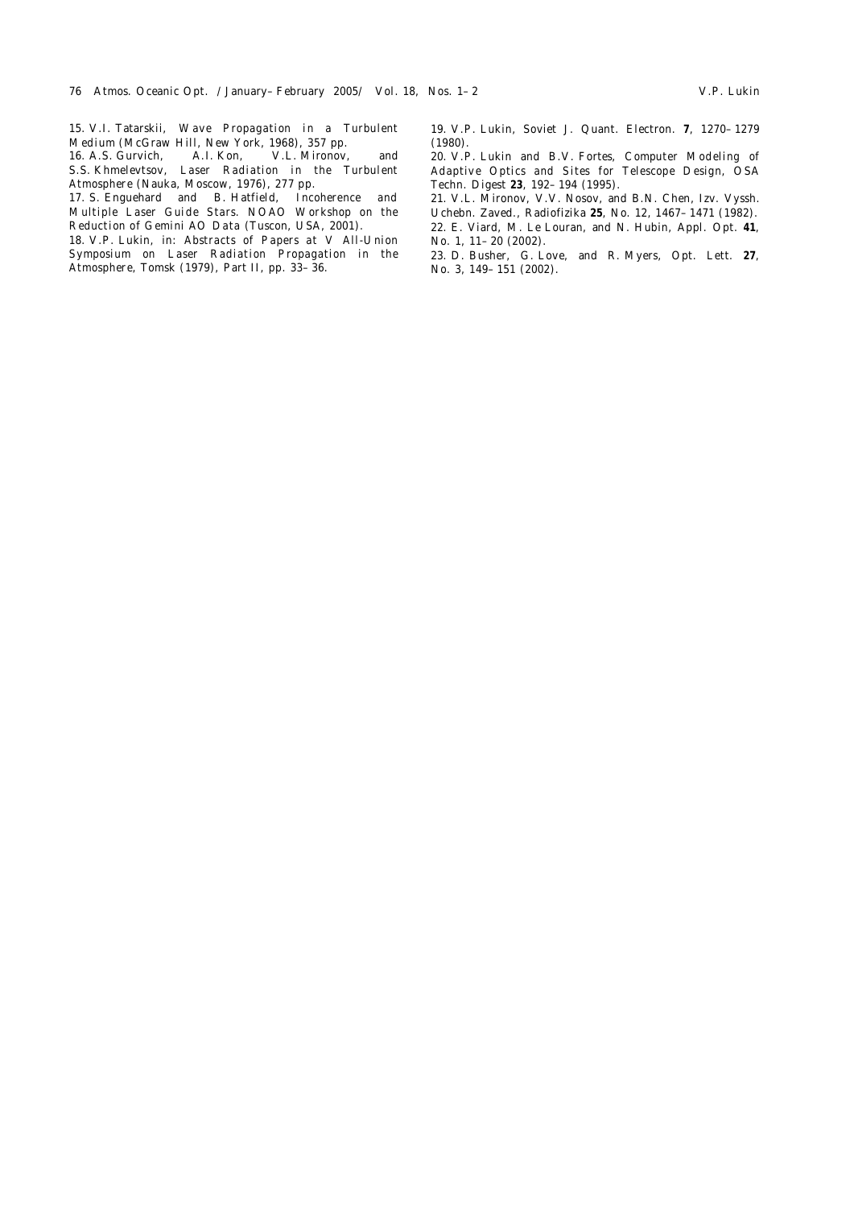15. V.I. Tatarskii, *Wave Propagation in a Turbulent Medium* (McGraw Hill, New York, 1968), 357 pp.
16. A.S. Gurvich, A.I. Kon, V.L. Mironov, and S.S. Khmelevtsov, *Laser Radiation in the Turbulent Atmosphere* (Nauka, Moscow, 1976), 277 pp.
17. S. Enguehard and B. Hatfield, *Incoherence and Multiple Laser Guide Stars. NOAO Workshop on the Reduction of Gemini AO Data* (Tuscon, USA, 2001).
18. V.P. Lukin, in: *Abstracts of Papers at V All-Union Symposium on Laser Radiation Propagation in the Atmosphere*, Tomsk (1979), Part II, pp. 33–36.
19. V.P. Lukin, Soviet J. Quant. Electron. **7**, 1270–1279 (1980).
20. V.P. Lukin and B.V. Fortes, *Computer Modeling of Adaptive Optics and Sites for Telescope Design*, OSA Techn. Digest **23**, 192–194 (1995).
21. V.L. Mironov, V.V. Nosov, and B.N. Chen, Izv. Vyssh. Uchebn. Zaved., Radiofizika **25**, No. 12, 1467–1471 (1982).
22. E. Viard, M. Le Louran, and N. Hubin, Appl. Opt. **41**, No. 1, 11–20 (2002).
23. D. Busher, G. Love, and R. Myers, Opt. Lett. **27**, No. 3, 149–151 (2002).